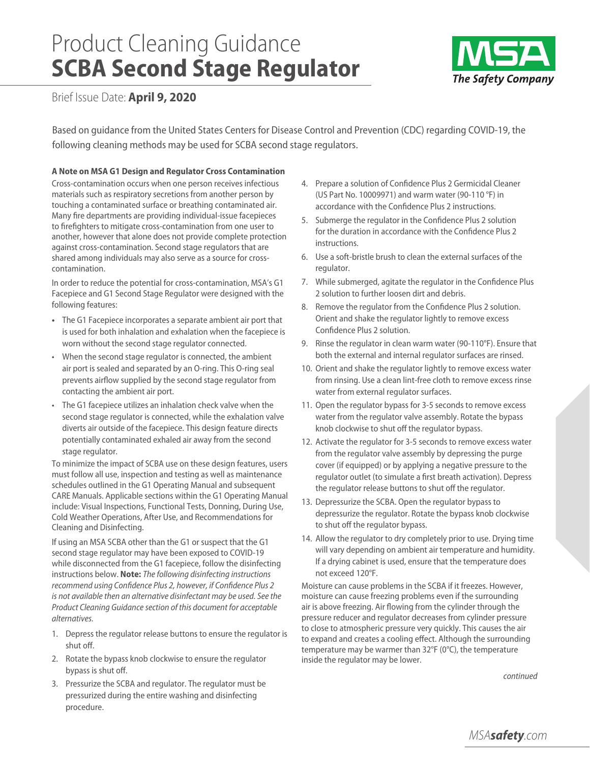# Product Cleaning Guidance
# **SCBA Second Stage Regulator**

Brief Issue Date: **April 9, 2020**

Based on guidance from the United States Centers for Disease Control and Prevention (CDC) regarding COVID-19, the following cleaning methods may be used for SCBA second stage regulators.

**A Note on MSA G1 Design and Regulator Cross Contamination**

Cross-contamination occurs when one person receives infectious materials such as respiratory secretions from another person by touching a contaminated surface or breathing contaminated air. Many fire departments are providing individual-issue facepieces to firefighters to mitigate cross-contamination from one user to another, however that alone does not provide complete protection against cross-contamination. Second stage regulators that are shared among individuals may also serve as a source for cross-contamination.

In order to reduce the potential for cross-contamination, MSA's G1 Facepiece and G1 Second Stage Regulator were designed with the following features:

- The G1 Facepiece incorporates a separate ambient air port that is used for both inhalation and exhalation when the facepiece is worn without the second stage regulator connected.
- When the second stage regulator is connected, the ambient air port is sealed and separated by an O-ring. This O-ring seal prevents airflow supplied by the second stage regulator from contacting the ambient air port.
- The G1 facepiece utilizes an inhalation check valve when the second stage regulator is connected, while the exhalation valve diverts air outside of the facepiece. This design feature directs potentially contaminated exhaled air away from the second stage regulator.

To minimize the impact of SCBA use on these design features, users must follow all use, inspection and testing as well as maintenance schedules outlined in the G1 Operating Manual and subsequent CARE Manuals. Applicable sections within the G1 Operating Manual include: Visual Inspections, Functional Tests, Donning, During Use, Cold Weather Operations, After Use, and Recommendations for Cleaning and Disinfecting.

If using an MSA SCBA other than the G1 or suspect that the G1 second stage regulator may have been exposed to COVID-19 while disconnected from the G1 facepiece, follow the disinfecting instructions below. **Note:** *The following disinfecting instructions recommend using Confidence Plus 2, however, if Confidence Plus 2 is not available then an alternative disinfectant may be used. See the Product Cleaning Guidance section of this document for acceptable alternatives.*

1. Depress the regulator release buttons to ensure the regulator is shut off.
2. Rotate the bypass knob clockwise to ensure the regulator bypass is shut off.
3. Pressurize the SCBA and regulator. The regulator must be pressurized during the entire washing and disinfecting procedure.
4. Prepare a solution of Confidence Plus 2 Germicidal Cleaner (US Part No. 10009971) and warm water (90-110 °F) in accordance with the Confidence Plus 2 instructions.
5. Submerge the regulator in the Confidence Plus 2 solution for the duration in accordance with the Confidence Plus 2 instructions.
6. Use a soft-bristle brush to clean the external surfaces of the regulator.
7. While submerged, agitate the regulator in the Confidence Plus 2 solution to further loosen dirt and debris.
8. Remove the regulator from the Confidence Plus 2 solution. Orient and shake the regulator lightly to remove excess Confidence Plus 2 solution.
9. Rinse the regulator in clean warm water (90-110°F). Ensure that both the external and internal regulator surfaces are rinsed.
10. Orient and shake the regulator lightly to remove excess water from rinsing. Use a clean lint-free cloth to remove excess rinse water from external regulator surfaces.
11. Open the regulator bypass for 3-5 seconds to remove excess water from the regulator valve assembly. Rotate the bypass knob clockwise to shut off the regulator bypass.
12. Activate the regulator for 3-5 seconds to remove excess water from the regulator valve assembly by depressing the purge cover (if equipped) or by applying a negative pressure to the regulator outlet (to simulate a first breath activation). Depress the regulator release buttons to shut off the regulator.
13. Depressurize the SCBA. Open the regulator bypass to depressurize the regulator. Rotate the bypass knob clockwise to shut off the regulator bypass.
14. Allow the regulator to dry completely prior to use. Drying time will vary depending on ambient air temperature and humidity. If a drying cabinet is used, ensure that the temperature does not exceed 120°F.

Moisture can cause problems in the SCBA if it freezes. However, moisture can cause freezing problems even if the surrounding air is above freezing. Air flowing from the cylinder through the pressure reducer and regulator decreases from cylinder pressure to close to atmospheric pressure very quickly. This causes the air to expand and creates a cooling effect. Although the surrounding temperature may be warmer than 32°F (0°C), the temperature inside the regulator may be lower.

*continued*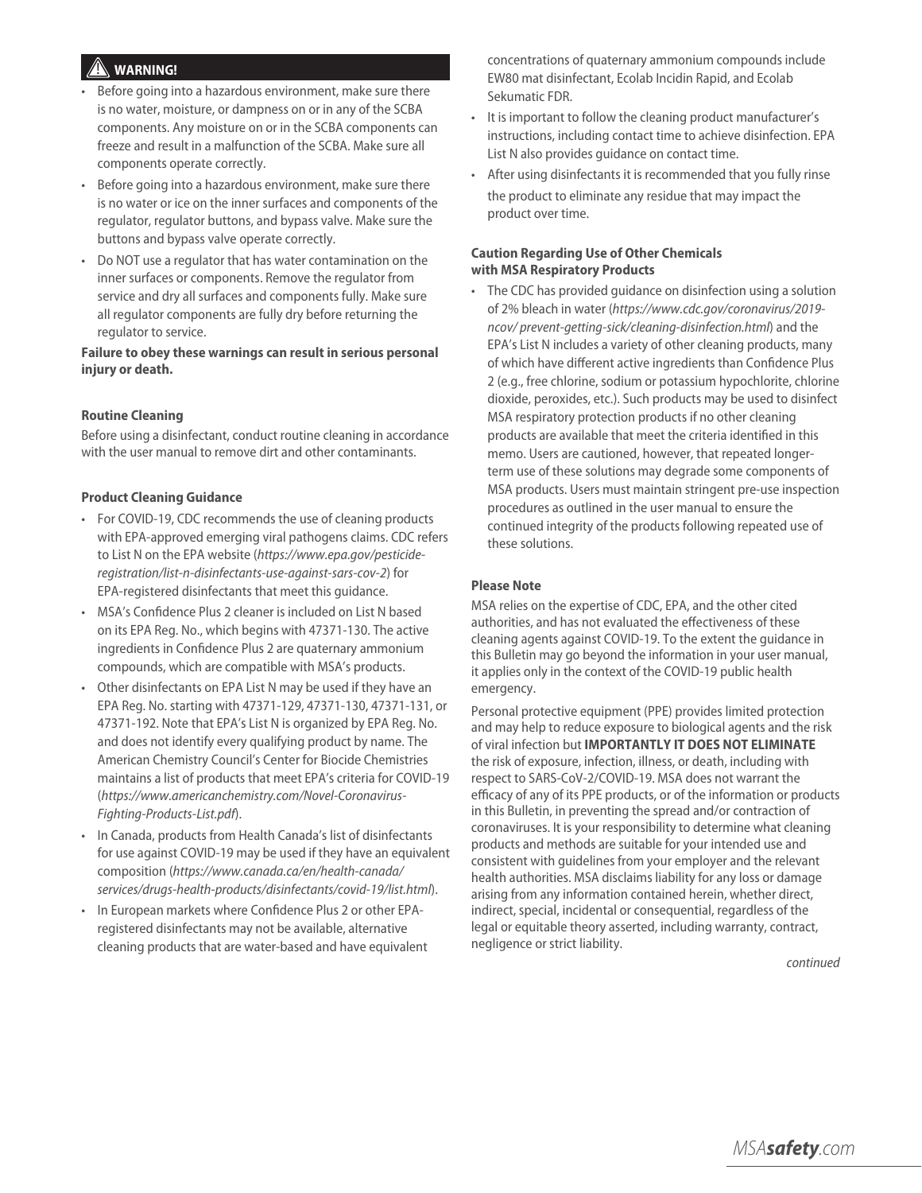**⚠ WARNING!**

- Before going into a hazardous environment, make sure there is no water, moisture, or dampness on or in any of the SCBA components. Any moisture on or in the SCBA components can freeze and result in a malfunction of the SCBA. Make sure all components operate correctly.
- Before going into a hazardous environment, make sure there is no water or ice on the inner surfaces and components of the regulator, regulator buttons, and bypass valve. Make sure the buttons and bypass valve operate correctly.
- Do NOT use a regulator that has water contamination on the inner surfaces or components. Remove the regulator from service and dry all surfaces and components fully. Make sure all regulator components are fully dry before returning the regulator to service.

**Failure to obey these warnings can result in serious personal injury or death.**

#### Routine Cleaning

Before using a disinfectant, conduct routine cleaning in accordance with the user manual to remove dirt and other contaminants.

#### Product Cleaning Guidance

- For COVID-19, CDC recommends the use of cleaning products with EPA-approved emerging viral pathogens claims. CDC refers to List N on the EPA website (*https://www.epa.gov/pesticide-registration/list-n-disinfectants-use-against-sars-cov-2*) for EPA-registered disinfectants that meet this guidance.
- MSA's Confidence Plus 2 cleaner is included on List N based on its EPA Reg. No., which begins with 47371-130. The active ingredients in Confidence Plus 2 are quaternary ammonium compounds, which are compatible with MSA's products.
- Other disinfectants on EPA List N may be used if they have an EPA Reg. No. starting with 47371-129, 47371-130, 47371-131, or 47371-192. Note that EPA's List N is organized by EPA Reg. No. and does not identify every qualifying product by name. The American Chemistry Council's Center for Biocide Chemistries maintains a list of products that meet EPA's criteria for COVID-19 (*https://www.americanchemistry.com/Novel-Coronavirus-Fighting-Products-List.pdf*).
- In Canada, products from Health Canada's list of disinfectants for use against COVID-19 may be used if they have an equivalent composition (*https://www.canada.ca/en/health-canada/services/drugs-health-products/disinfectants/covid-19/list.html*).
- In European markets where Confidence Plus 2 or other EPA-registered disinfectants may not be available, alternative cleaning products that are water-based and have equivalent concentrations of quaternary ammonium compounds include EW80 mat disinfectant, Ecolab Incidin Rapid, and Ecolab Sekumatic FDR.
- It is important to follow the cleaning product manufacturer's instructions, including contact time to achieve disinfection. EPA List N also provides guidance on contact time.
- After using disinfectants it is recommended that you fully rinse the product to eliminate any residue that may impact the product over time.

#### Caution Regarding Use of Other Chemicals with MSA Respiratory Products

- The CDC has provided guidance on disinfection using a solution of 2% bleach in water (*https://www.cdc.gov/coronavirus/2019-ncov/ prevent-getting-sick/cleaning-disinfection.html*) and the EPA's List N includes a variety of other cleaning products, many of which have different active ingredients than Confidence Plus 2 (e.g., free chlorine, sodium or potassium hypochlorite, chlorine dioxide, peroxides, etc.). Such products may be used to disinfect MSA respiratory protection products if no other cleaning products are available that meet the criteria identified in this memo. Users are cautioned, however, that repeated longer-term use of these solutions may degrade some components of MSA products. Users must maintain stringent pre-use inspection procedures as outlined in the user manual to ensure the continued integrity of the products following repeated use of these solutions.

#### Please Note

MSA relies on the expertise of CDC, EPA, and the other cited authorities, and has not evaluated the effectiveness of these cleaning agents against COVID-19. To the extent the guidance in this Bulletin may go beyond the information in your user manual, it applies only in the context of the COVID-19 public health emergency.

Personal protective equipment (PPE) provides limited protection and may help to reduce exposure to biological agents and the risk of viral infection but **IMPORTANTLY IT DOES NOT ELIMINATE** the risk of exposure, infection, illness, or death, including with respect to SARS-CoV-2/COVID-19. MSA does not warrant the efficacy of any of its PPE products, or of the information or products in this Bulletin, in preventing the spread and/or contraction of coronaviruses. It is your responsibility to determine what cleaning products and methods are suitable for your intended use and consistent with guidelines from your employer and the relevant health authorities. MSA disclaims liability for any loss or damage arising from any information contained herein, whether direct, indirect, special, incidental or consequential, regardless of the legal or equitable theory asserted, including warranty, contract, negligence or strict liability.

*continued*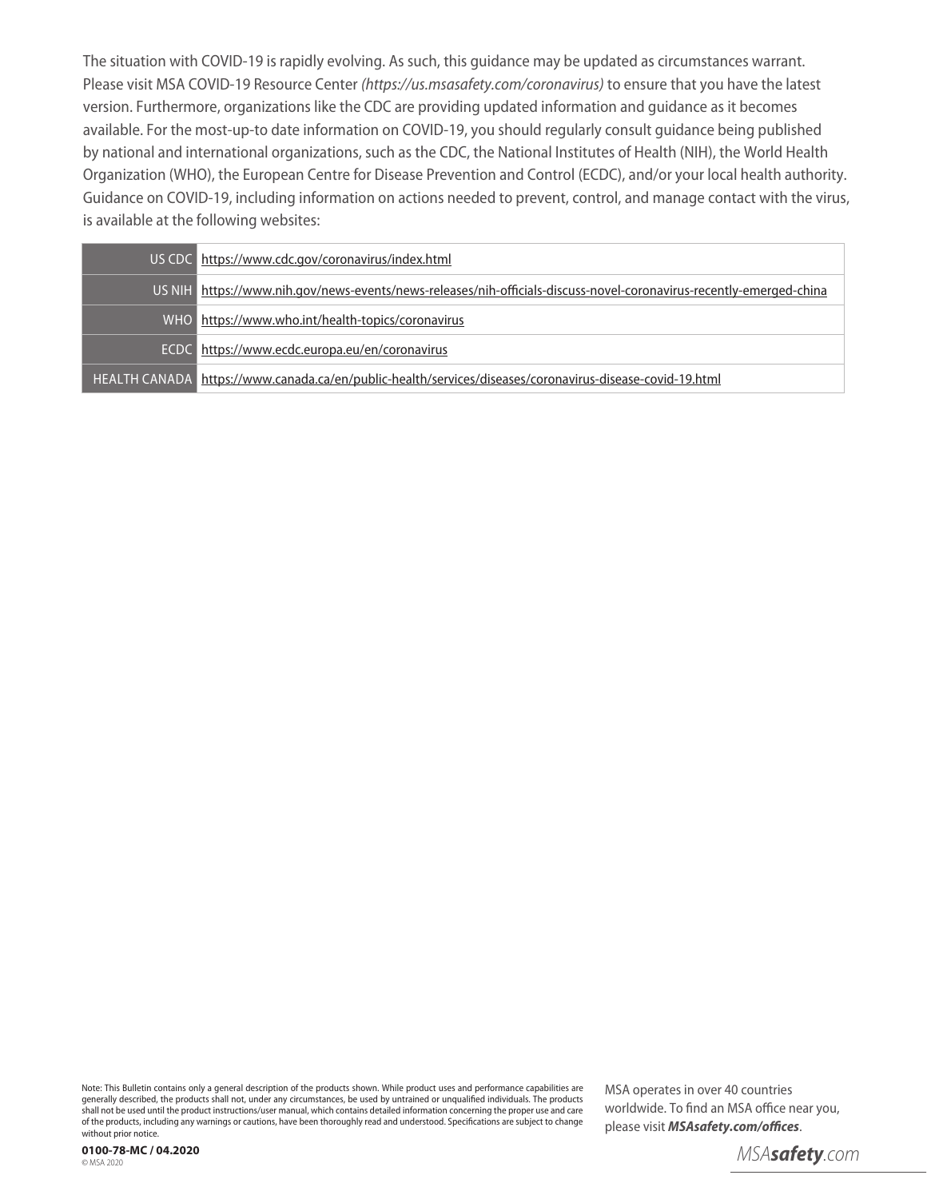The situation with COVID-19 is rapidly evolving. As such, this guidance may be updated as circumstances warrant. Please visit MSA COVID-19 Resource Center *(https://us.msasafety.com/coronavirus)* to ensure that you have the latest version. Furthermore, organizations like the CDC are providing updated information and guidance as it becomes available. For the most-up-to date information on COVID-19, you should regularly consult guidance being published by national and international organizations, such as the CDC, the National Institutes of Health (NIH), the World Health Organization (WHO), the European Centre for Disease Prevention and Control (ECDC), and/or your local health authority. Guidance on COVID-19, including information on actions needed to prevent, control, and manage contact with the virus, is available at the following websites:

| | |
|---|---|
| US CDC | https://www.cdc.gov/coronavirus/index.html |
| US NIH | https://www.nih.gov/news-events/news-releases/nih-officials-discuss-novel-coronavirus-recently-emerged-china |
| WHO | https://www.who.int/health-topics/coronavirus |
| ECDC | https://www.ecdc.europa.eu/en/coronavirus |
| HEALTH CANADA | https://www.canada.ca/en/public-health/services/diseases/coronavirus-disease-covid-19.html |

Note: This Bulletin contains only a general description of the products shown. While product uses and performance capabilities are generally described, the products shall not, under any circumstances, be used by untrained or unqualified individuals. The products shall not be used until the product instructions/user manual, which contains detailed information concerning the proper use and care of the products, including any warnings or cautions, have been thoroughly read and understood. Specifications are subject to change without prior notice.

**0100-78-MC / 04.2020**
© MSA 2020

MSA operates in over 40 countries worldwide. To find an MSA office near you, please visit ***MSAsafety.com/offices***.

*MSA**safety**.com*